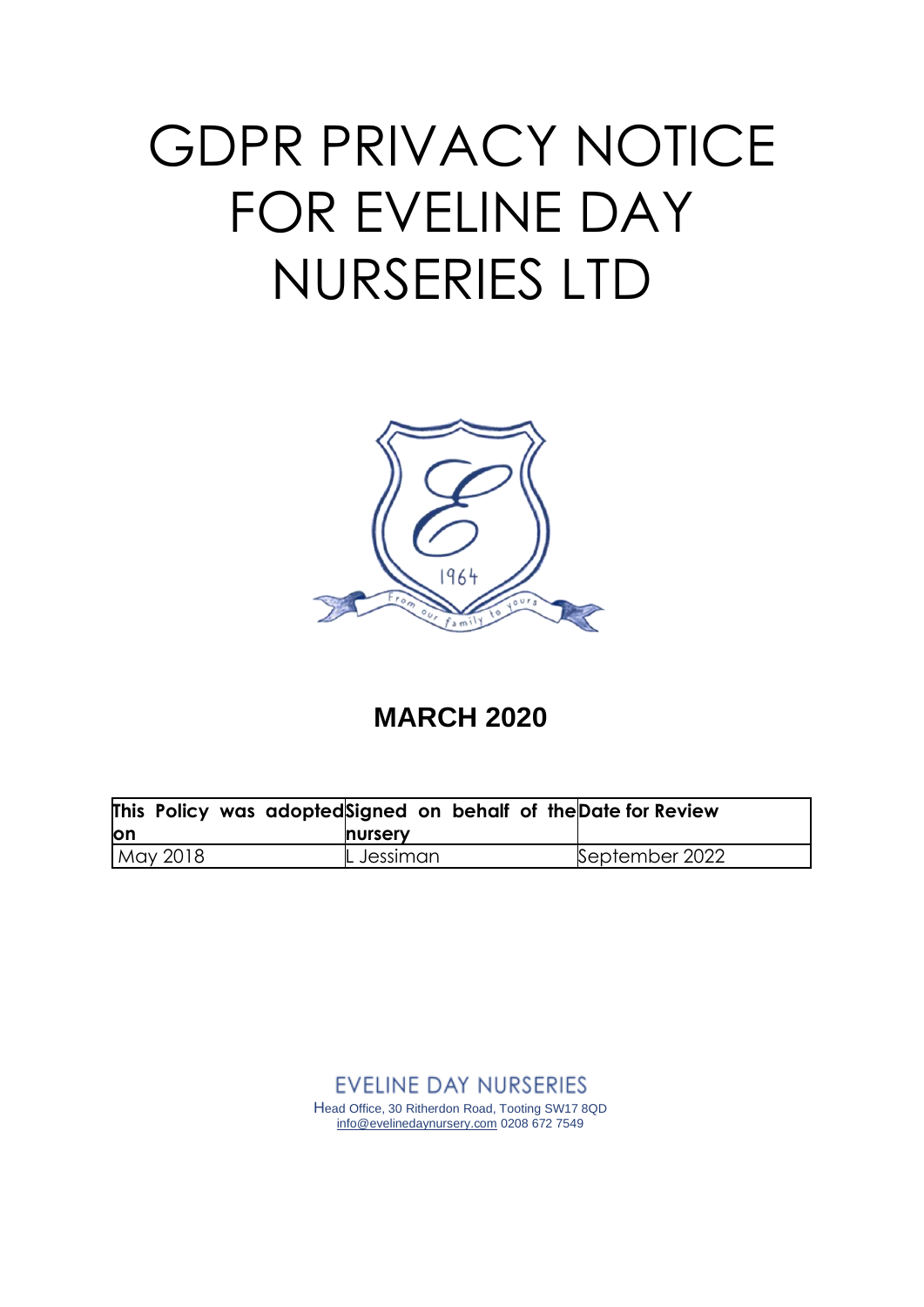# GDPR PRIVACY NOTICE FOR EVELINE DAY NURSERIES LTD

**MARCH 2020**

| This Policy was adopted on | Signed on behalf of the nursery | Date for Review |
|---|---|---|
| May 2018 | L Jessiman | September 2022 |

EVELINE DAY NURSERIES

Head Office, 30 Ritherdon Road, Tooting SW17 8QD
info@evelinedaynursery.com 0208 672 7549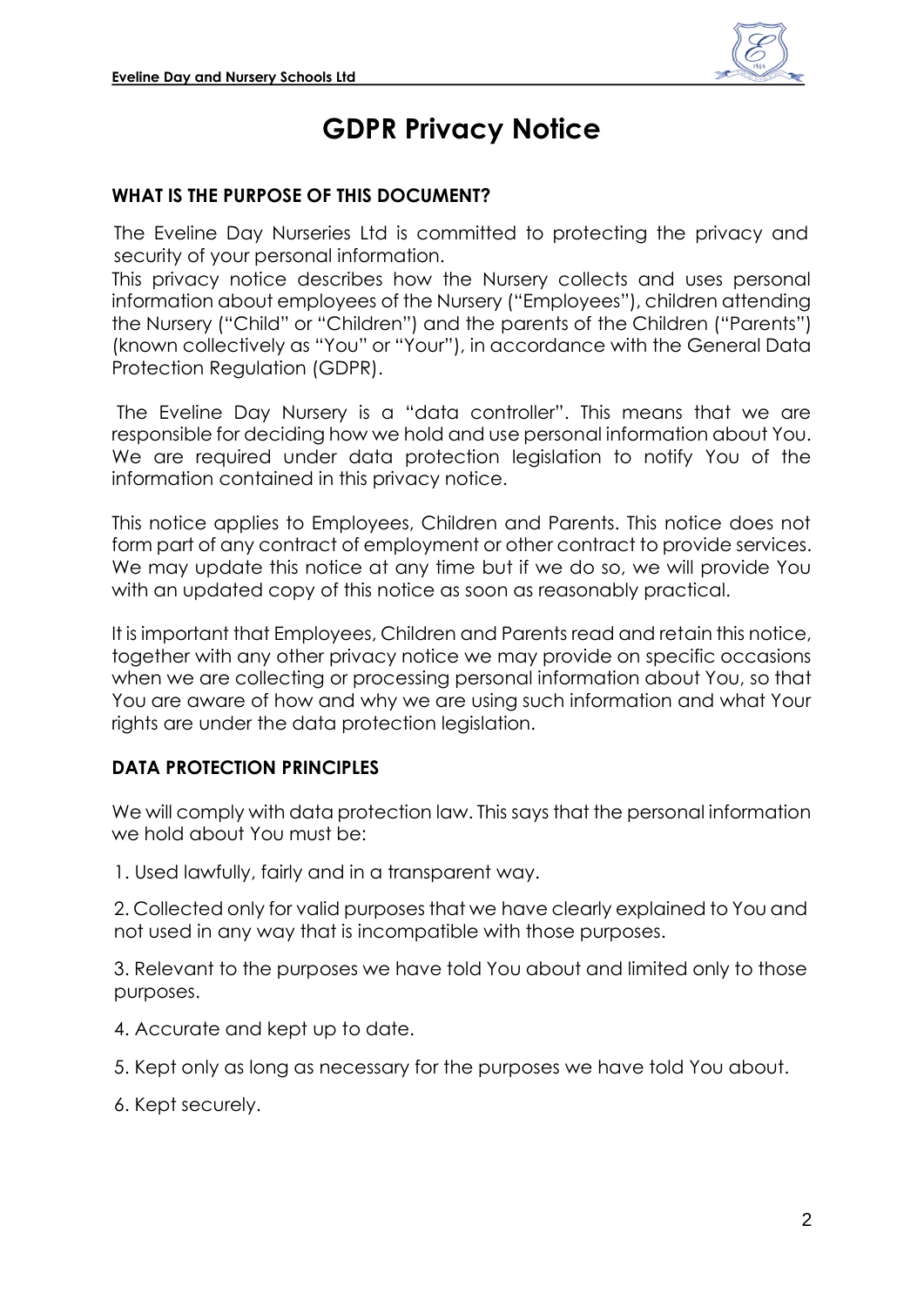# GDPR Privacy Notice

## WHAT IS THE PURPOSE OF THIS DOCUMENT?

The Eveline Day Nurseries Ltd is committed to protecting the privacy and security of your personal information.

This privacy notice describes how the Nursery collects and uses personal information about employees of the Nursery ("Employees"), children attending the Nursery ("Child" or "Children") and the parents of the Children ("Parents") (known collectively as "You" or "Your"), in accordance with the General Data Protection Regulation (GDPR).

The Eveline Day Nursery is a "data controller". This means that we are responsible for deciding how we hold and use personal information about You. We are required under data protection legislation to notify You of the information contained in this privacy notice.

This notice applies to Employees, Children and Parents. This notice does not form part of any contract of employment or other contract to provide services. We may update this notice at any time but if we do so, we will provide You with an updated copy of this notice as soon as reasonably practical.

It is important that Employees, Children and Parents read and retain this notice, together with any other privacy notice we may provide on specific occasions when we are collecting or processing personal information about You, so that You are aware of how and why we are using such information and what Your rights are under the data protection legislation.

## DATA PROTECTION PRINCIPLES

We will comply with data protection law. This says that the personal information we hold about You must be:

1. Used lawfully, fairly and in a transparent way.
2. Collected only for valid purposes that we have clearly explained to You and not used in any way that is incompatible with those purposes.
3. Relevant to the purposes we have told You about and limited only to those purposes.
4. Accurate and kept up to date.
5. Kept only as long as necessary for the purposes we have told You about.
6. Kept securely.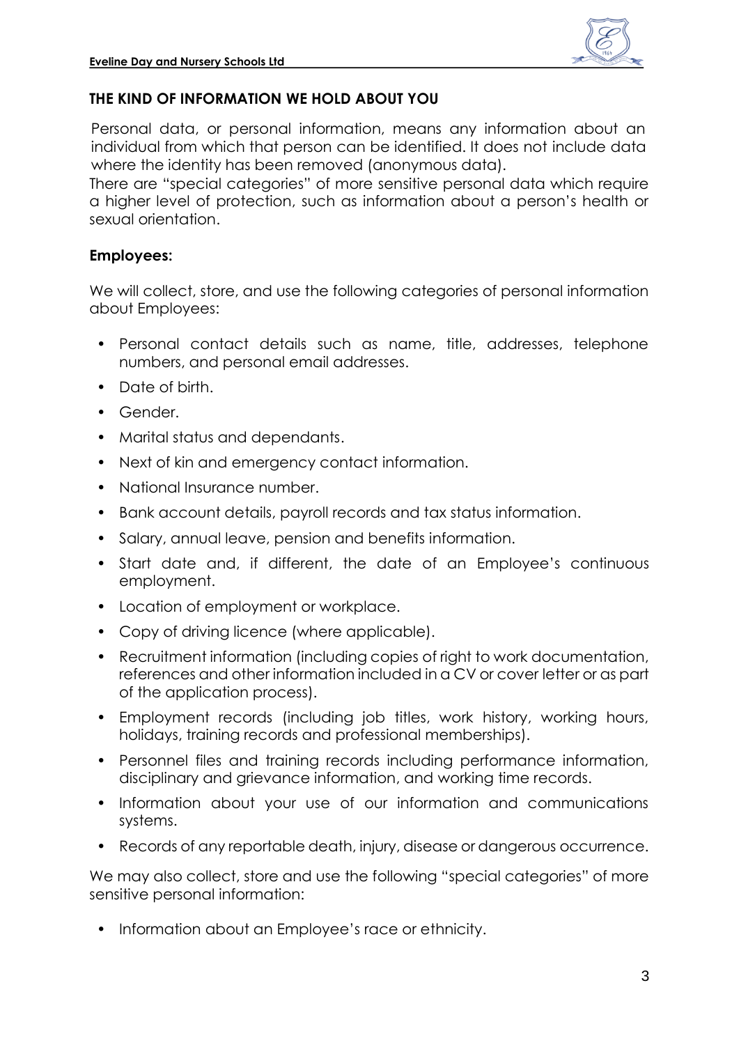## THE KIND OF INFORMATION WE HOLD ABOUT YOU

Personal data, or personal information, means any information about an individual from which that person can be identified. It does not include data where the identity has been removed (anonymous data).

There are "special categories" of more sensitive personal data which require a higher level of protection, such as information about a person's health or sexual orientation.

### Employees:

We will collect, store, and use the following categories of personal information about Employees:

- Personal contact details such as name, title, addresses, telephone numbers, and personal email addresses.
- Date of birth.
- Gender.
- Marital status and dependants.
- Next of kin and emergency contact information.
- National Insurance number.
- Bank account details, payroll records and tax status information.
- Salary, annual leave, pension and benefits information.
- Start date and, if different, the date of an Employee's continuous employment.
- Location of employment or workplace.
- Copy of driving licence (where applicable).
- Recruitment information (including copies of right to work documentation, references and other information included in a CV or cover letter or as part of the application process).
- Employment records (including job titles, work history, working hours, holidays, training records and professional memberships).
- Personnel files and training records including performance information, disciplinary and grievance information, and working time records.
- Information about your use of our information and communications systems.
- Records of any reportable death, injury, disease or dangerous occurrence.

We may also collect, store and use the following "special categories" of more sensitive personal information:

- Information about an Employee's race or ethnicity.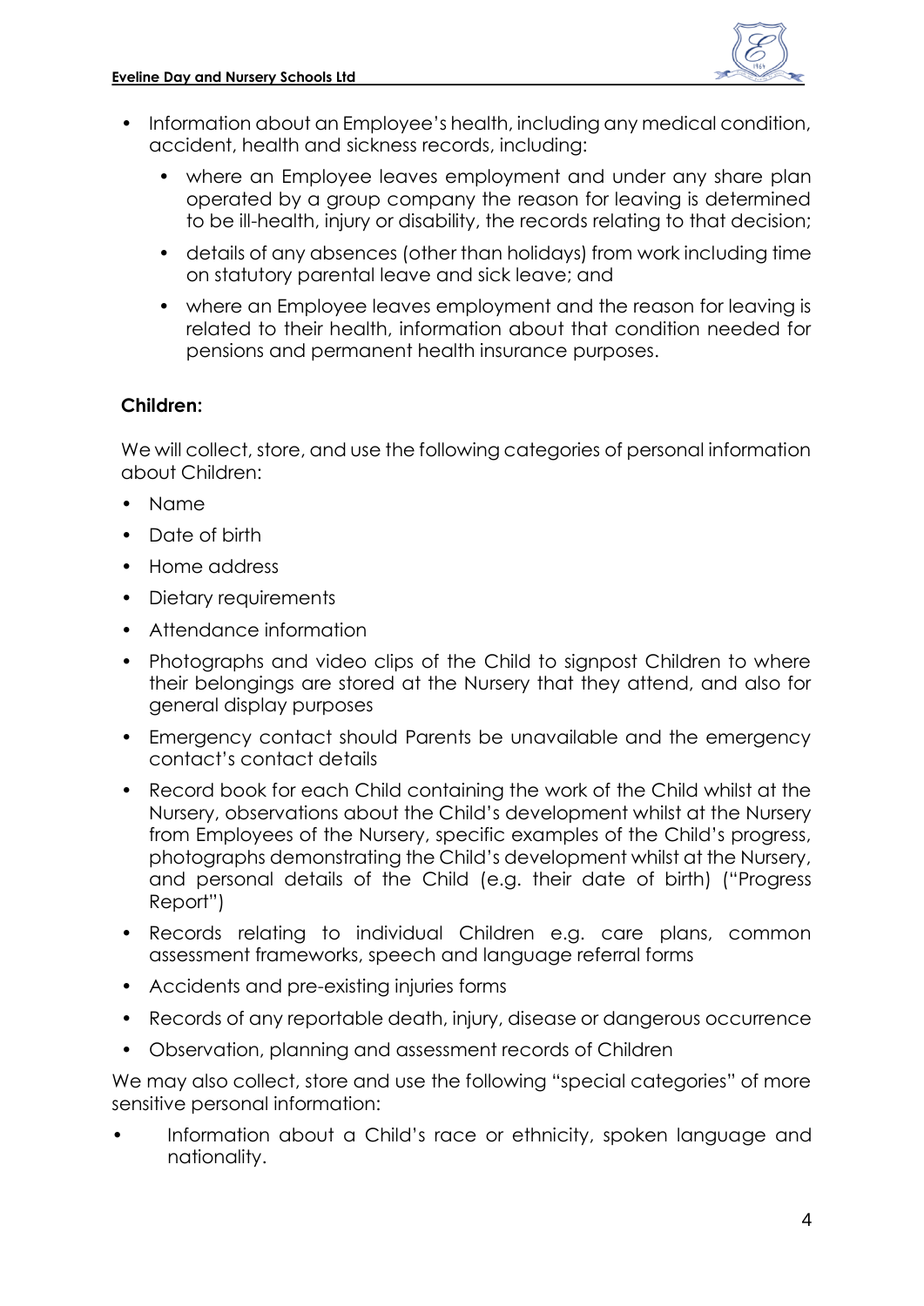- Information about an Employee's health, including any medical condition, accident, health and sickness records, including:
  - where an Employee leaves employment and under any share plan operated by a group company the reason for leaving is determined to be ill-health, injury or disability, the records relating to that decision;
  - details of any absences (other than holidays) from work including time on statutory parental leave and sick leave; and
  - where an Employee leaves employment and the reason for leaving is related to their health, information about that condition needed for pensions and permanent health insurance purposes.

**Children:**

We will collect, store, and use the following categories of personal information about Children:

- Name
- Date of birth
- Home address
- Dietary requirements
- Attendance information
- Photographs and video clips of the Child to signpost Children to where their belongings are stored at the Nursery that they attend, and also for general display purposes
- Emergency contact should Parents be unavailable and the emergency contact's contact details
- Record book for each Child containing the work of the Child whilst at the Nursery, observations about the Child's development whilst at the Nursery from Employees of the Nursery, specific examples of the Child's progress, photographs demonstrating the Child's development whilst at the Nursery, and personal details of the Child (e.g. their date of birth) ("Progress Report")
- Records relating to individual Children e.g. care plans, common assessment frameworks, speech and language referral forms
- Accidents and pre-existing injuries forms
- Records of any reportable death, injury, disease or dangerous occurrence
- Observation, planning and assessment records of Children

We may also collect, store and use the following "special categories" of more sensitive personal information:

- Information about a Child's race or ethnicity, spoken language and nationality.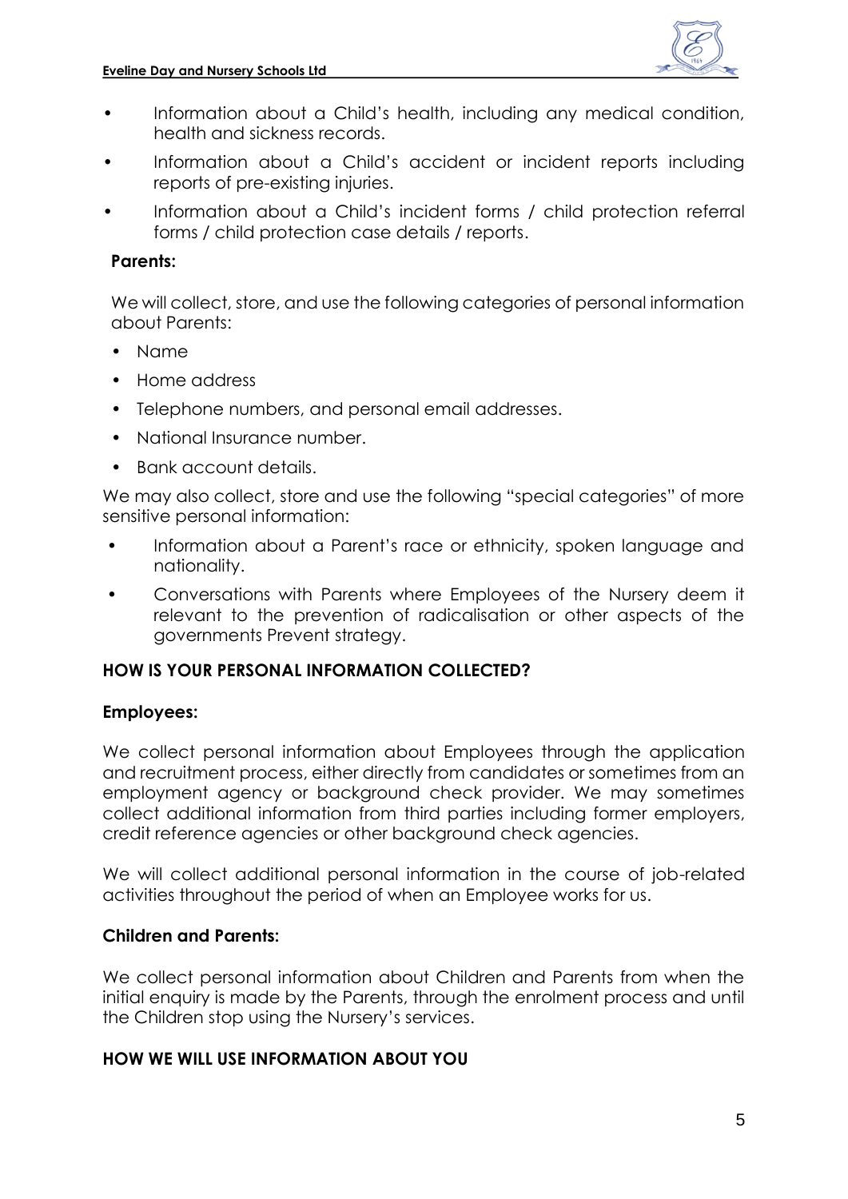- Information about a Child's health, including any medical condition, health and sickness records.
- Information about a Child's accident or incident reports including reports of pre-existing injuries.
- Information about a Child's incident forms / child protection referral forms / child protection case details / reports.

**Parents:**

We will collect, store, and use the following categories of personal information about Parents:

- Name
- Home address
- Telephone numbers, and personal email addresses.
- National Insurance number.
- Bank account details.

We may also collect, store and use the following "special categories" of more sensitive personal information:

- Information about a Parent's race or ethnicity, spoken language and nationality.
- Conversations with Parents where Employees of the Nursery deem it relevant to the prevention of radicalisation or other aspects of the governments Prevent strategy.

**HOW IS YOUR PERSONAL INFORMATION COLLECTED?**

**Employees:**

We collect personal information about Employees through the application and recruitment process, either directly from candidates or sometimes from an employment agency or background check provider. We may sometimes collect additional information from third parties including former employers, credit reference agencies or other background check agencies.

We will collect additional personal information in the course of job-related activities throughout the period of when an Employee works for us.

**Children and Parents:**

We collect personal information about Children and Parents from when the initial enquiry is made by the Parents, through the enrolment process and until the Children stop using the Nursery's services.

**HOW WE WILL USE INFORMATION ABOUT YOU**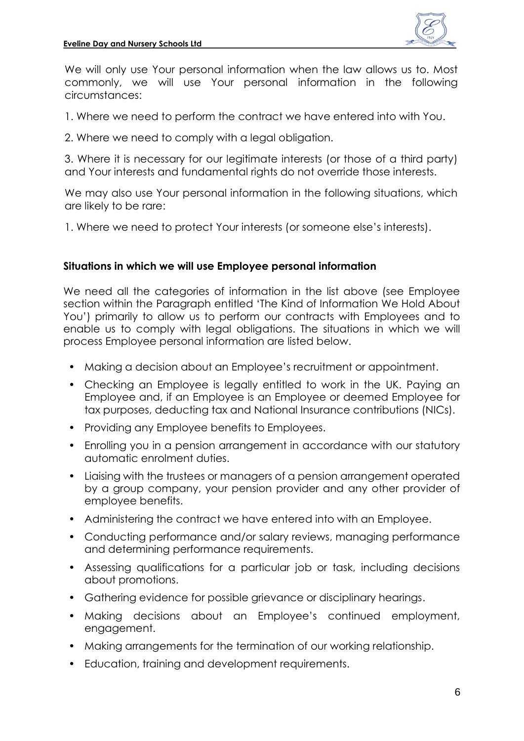We will only use Your personal information when the law allows us to. Most commonly, we will use Your personal information in the following circumstances:

1. Where we need to perform the contract we have entered into with You.

2. Where we need to comply with a legal obligation.

3. Where it is necessary for our legitimate interests (or those of a third party) and Your interests and fundamental rights do not override those interests.

We may also use Your personal information in the following situations, which are likely to be rare:

1. Where we need to protect Your interests (or someone else's interests).

**Situations in which we will use Employee personal information**

We need all the categories of information in the list above (see Employee section within the Paragraph entitled 'The Kind of Information We Hold About You') primarily to allow us to perform our contracts with Employees and to enable us to comply with legal obligations. The situations in which we will process Employee personal information are listed below.

- Making a decision about an Employee's recruitment or appointment.
- Checking an Employee is legally entitled to work in the UK. Paying an Employee and, if an Employee is an Employee or deemed Employee for tax purposes, deducting tax and National Insurance contributions (NICs).
- Providing any Employee benefits to Employees.
- Enrolling you in a pension arrangement in accordance with our statutory automatic enrolment duties.
- Liaising with the trustees or managers of a pension arrangement operated by a group company, your pension provider and any other provider of employee benefits.
- Administering the contract we have entered into with an Employee.
- Conducting performance and/or salary reviews, managing performance and determining performance requirements.
- Assessing qualifications for a particular job or task, including decisions about promotions.
- Gathering evidence for possible grievance or disciplinary hearings.
- Making decisions about an Employee's continued employment, engagement.
- Making arrangements for the termination of our working relationship.
- Education, training and development requirements.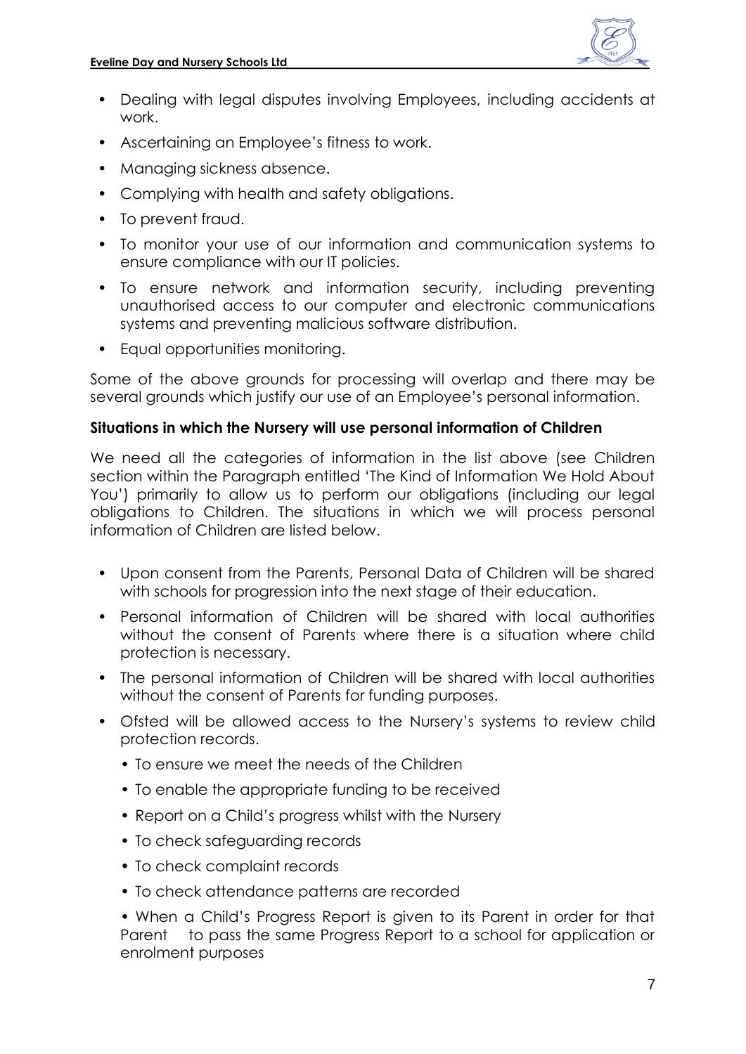- Dealing with legal disputes involving Employees, including accidents at work.
- Ascertaining an Employee's fitness to work.
- Managing sickness absence.
- Complying with health and safety obligations.
- To prevent fraud.
- To monitor your use of our information and communication systems to ensure compliance with our IT policies.
- To ensure network and information security, including preventing unauthorised access to our computer and electronic communications systems and preventing malicious software distribution.
- Equal opportunities monitoring.

Some of the above grounds for processing will overlap and there may be several grounds which justify our use of an Employee's personal information.

**Situations in which the Nursery will use personal information of Children**

We need all the categories of information in the list above (see Children section within the Paragraph entitled 'The Kind of Information We Hold About You') primarily to allow us to perform our obligations (including our legal obligations to Children. The situations in which we will process personal information of Children are listed below.

- Upon consent from the Parents, Personal Data of Children will be shared with schools for progression into the next stage of their education.
- Personal information of Children will be shared with local authorities without the consent of Parents where there is a situation where child protection is necessary.
- The personal information of Children will be shared with local authorities without the consent of Parents for funding purposes.
- Ofsted will be allowed access to the Nursery's systems to review child protection records.
  - To ensure we meet the needs of the Children
  - To enable the appropriate funding to be received
  - Report on a Child's progress whilst with the Nursery
  - To check safeguarding records
  - To check complaint records
  - To check attendance patterns are recorded
  - When a Child's Progress Report is given to its Parent in order for that Parent to pass the same Progress Report to a school for application or enrolment purposes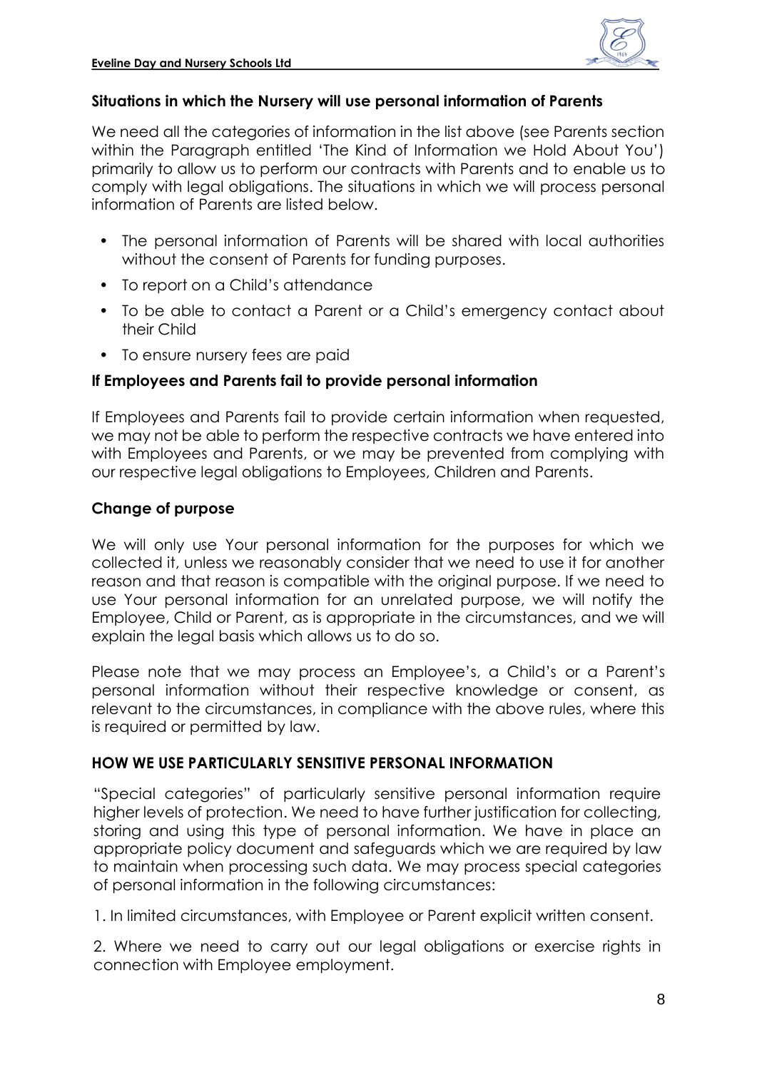**Situations in which the Nursery will use personal information of Parents**

We need all the categories of information in the list above (see Parents section within the Paragraph entitled 'The Kind of Information we Hold About You') primarily to allow us to perform our contracts with Parents and to enable us to comply with legal obligations. The situations in which we will process personal information of Parents are listed below.

- The personal information of Parents will be shared with local authorities without the consent of Parents for funding purposes.
- To report on a Child's attendance
- To be able to contact a Parent or a Child's emergency contact about their Child
- To ensure nursery fees are paid

**If Employees and Parents fail to provide personal information**

If Employees and Parents fail to provide certain information when requested, we may not be able to perform the respective contracts we have entered into with Employees and Parents, or we may be prevented from complying with our respective legal obligations to Employees, Children and Parents.

**Change of purpose**

We will only use Your personal information for the purposes for which we collected it, unless we reasonably consider that we need to use it for another reason and that reason is compatible with the original purpose. If we need to use Your personal information for an unrelated purpose, we will notify the Employee, Child or Parent, as is appropriate in the circumstances, and we will explain the legal basis which allows us to do so.

Please note that we may process an Employee's, a Child's or a Parent's personal information without their respective knowledge or consent, as relevant to the circumstances, in compliance with the above rules, where this is required or permitted by law.

**HOW WE USE PARTICULARLY SENSITIVE PERSONAL INFORMATION**

"Special categories" of particularly sensitive personal information require higher levels of protection. We need to have further justification for collecting, storing and using this type of personal information. We have in place an appropriate policy document and safeguards which we are required by law to maintain when processing such data. We may process special categories of personal information in the following circumstances:

1. In limited circumstances, with Employee or Parent explicit written consent.

2. Where we need to carry out our legal obligations or exercise rights in connection with Employee employment.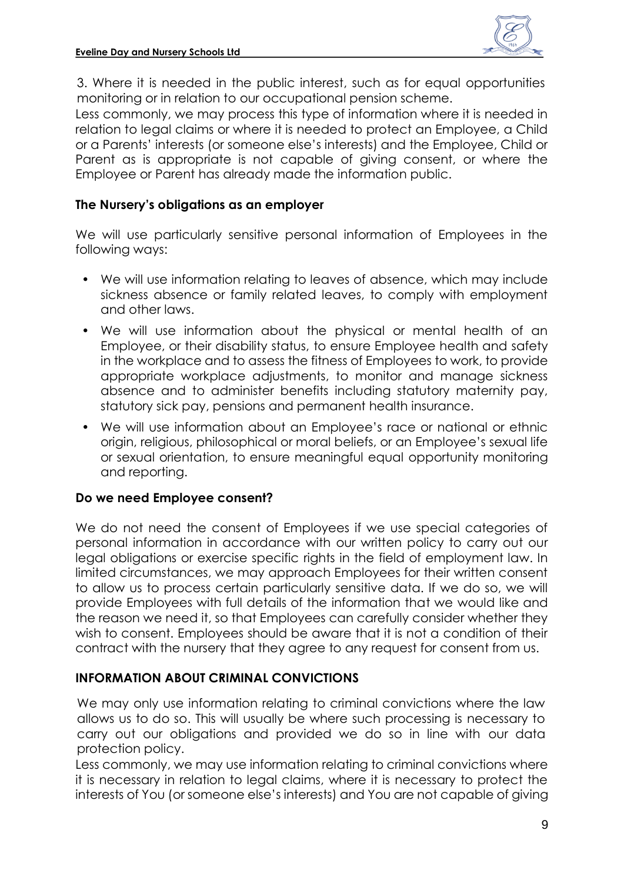3. Where it is needed in the public interest, such as for equal opportunities monitoring or in relation to our occupational pension scheme.

Less commonly, we may process this type of information where it is needed in relation to legal claims or where it is needed to protect an Employee, a Child or a Parents' interests (or someone else's interests) and the Employee, Child or Parent as is appropriate is not capable of giving consent, or where the Employee or Parent has already made the information public.

### The Nursery's obligations as an employer

We will use particularly sensitive personal information of Employees in the following ways:

- We will use information relating to leaves of absence, which may include sickness absence or family related leaves, to comply with employment and other laws.
- We will use information about the physical or mental health of an Employee, or their disability status, to ensure Employee health and safety in the workplace and to assess the fitness of Employees to work, to provide appropriate workplace adjustments, to monitor and manage sickness absence and to administer benefits including statutory maternity pay, statutory sick pay, pensions and permanent health insurance.
- We will use information about an Employee's race or national or ethnic origin, religious, philosophical or moral beliefs, or an Employee's sexual life or sexual orientation, to ensure meaningful equal opportunity monitoring and reporting.

### Do we need Employee consent?

We do not need the consent of Employees if we use special categories of personal information in accordance with our written policy to carry out our legal obligations or exercise specific rights in the field of employment law. In limited circumstances, we may approach Employees for their written consent to allow us to process certain particularly sensitive data. If we do so, we will provide Employees with full details of the information that we would like and the reason we need it, so that Employees can carefully consider whether they wish to consent. Employees should be aware that it is not a condition of their contract with the nursery that they agree to any request for consent from us.

### INFORMATION ABOUT CRIMINAL CONVICTIONS

We may only use information relating to criminal convictions where the law allows us to do so. This will usually be where such processing is necessary to carry out our obligations and provided we do so in line with our data protection policy.

Less commonly, we may use information relating to criminal convictions where it is necessary in relation to legal claims, where it is necessary to protect the interests of You (or someone else's interests) and You are not capable of giving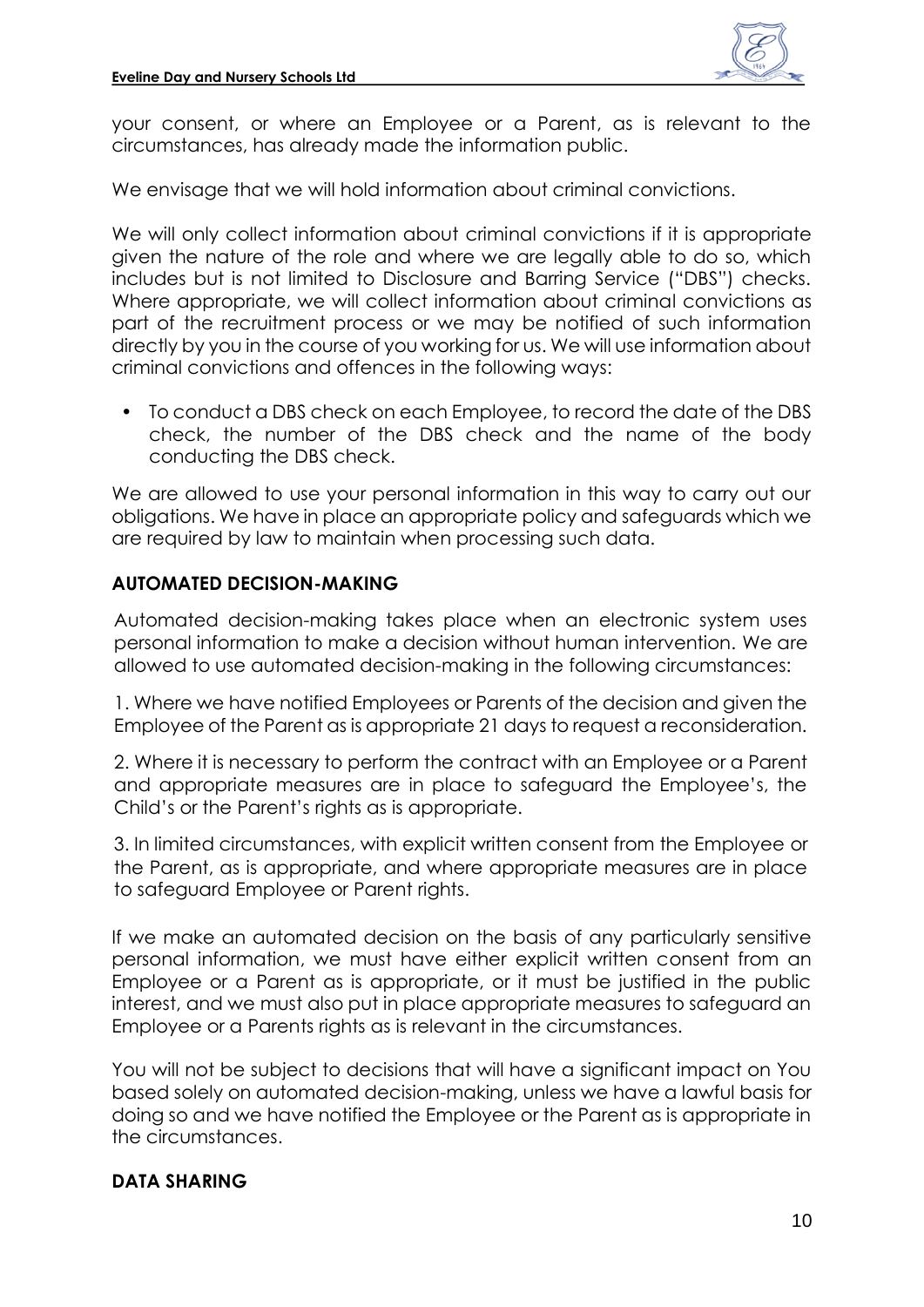your consent, or where an Employee or a Parent, as is relevant to the circumstances, has already made the information public.

We envisage that we will hold information about criminal convictions.

We will only collect information about criminal convictions if it is appropriate given the nature of the role and where we are legally able to do so, which includes but is not limited to Disclosure and Barring Service ("DBS") checks. Where appropriate, we will collect information about criminal convictions as part of the recruitment process or we may be notified of such information directly by you in the course of you working for us. We will use information about criminal convictions and offences in the following ways:

- To conduct a DBS check on each Employee, to record the date of the DBS check, the number of the DBS check and the name of the body conducting the DBS check.

We are allowed to use your personal information in this way to carry out our obligations. We have in place an appropriate policy and safeguards which we are required by law to maintain when processing such data.

**AUTOMATED DECISION-MAKING**

Automated decision-making takes place when an electronic system uses personal information to make a decision without human intervention. We are allowed to use automated decision-making in the following circumstances:

1. Where we have notified Employees or Parents of the decision and given the Employee of the Parent as is appropriate 21 days to request a reconsideration.

2. Where it is necessary to perform the contract with an Employee or a Parent and appropriate measures are in place to safeguard the Employee's, the Child's or the Parent's rights as is appropriate.

3. In limited circumstances, with explicit written consent from the Employee or the Parent, as is appropriate, and where appropriate measures are in place to safeguard Employee or Parent rights.

If we make an automated decision on the basis of any particularly sensitive personal information, we must have either explicit written consent from an Employee or a Parent as is appropriate, or it must be justified in the public interest, and we must also put in place appropriate measures to safeguard an Employee or a Parents rights as is relevant in the circumstances.

You will not be subject to decisions that will have a significant impact on You based solely on automated decision-making, unless we have a lawful basis for doing so and we have notified the Employee or the Parent as is appropriate in the circumstances.

**DATA SHARING**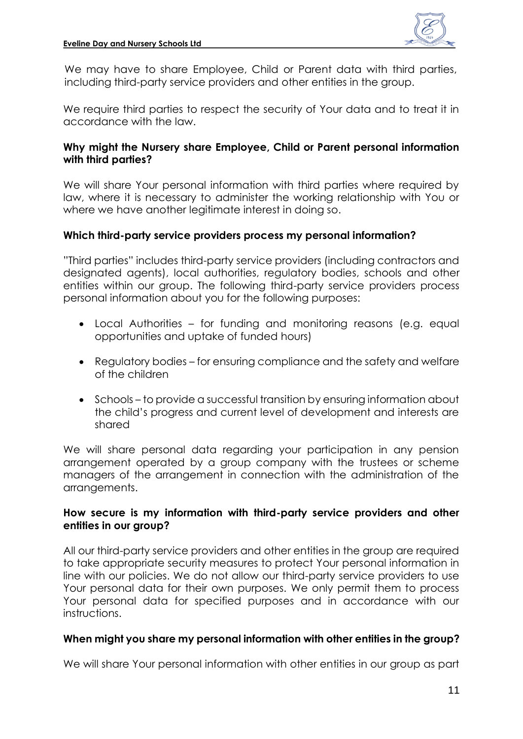We may have to share Employee, Child or Parent data with third parties, including third-party service providers and other entities in the group.

We require third parties to respect the security of Your data and to treat it in accordance with the law.

**Why might the Nursery share Employee, Child or Parent personal information with third parties?**

We will share Your personal information with third parties where required by law, where it is necessary to administer the working relationship with You or where we have another legitimate interest in doing so.

**Which third-party service providers process my personal information?**

"Third parties" includes third-party service providers (including contractors and designated agents), local authorities, regulatory bodies, schools and other entities within our group. The following third-party service providers process personal information about you for the following purposes:

- Local Authorities – for funding and monitoring reasons (e.g. equal opportunities and uptake of funded hours)
- Regulatory bodies – for ensuring compliance and the safety and welfare of the children
- Schools – to provide a successful transition by ensuring information about the child's progress and current level of development and interests are shared

We will share personal data regarding your participation in any pension arrangement operated by a group company with the trustees or scheme managers of the arrangement in connection with the administration of the arrangements.

**How secure is my information with third-party service providers and other entities in our group?**

All our third-party service providers and other entities in the group are required to take appropriate security measures to protect Your personal information in line with our policies. We do not allow our third-party service providers to use Your personal data for their own purposes. We only permit them to process Your personal data for specified purposes and in accordance with our instructions.

**When might you share my personal information with other entities in the group?**

We will share Your personal information with other entities in our group as part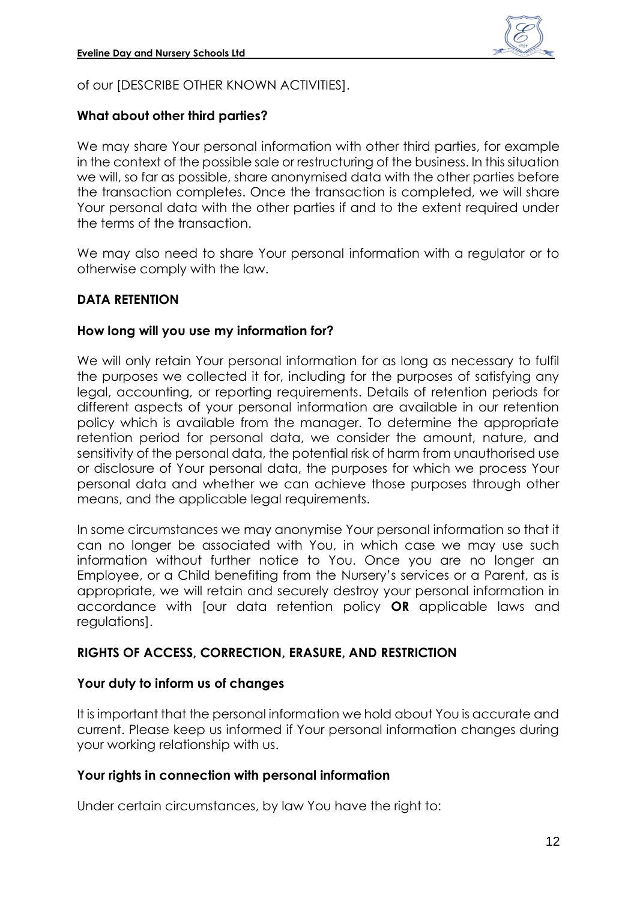of our [DESCRIBE OTHER KNOWN ACTIVITIES].

**What about other third parties?**

We may share Your personal information with other third parties, for example in the context of the possible sale or restructuring of the business. In this situation we will, so far as possible, share anonymised data with the other parties before the transaction completes. Once the transaction is completed, we will share Your personal data with the other parties if and to the extent required under the terms of the transaction.

We may also need to share Your personal information with a regulator or to otherwise comply with the law.

## DATA RETENTION

**How long will you use my information for?**

We will only retain Your personal information for as long as necessary to fulfil the purposes we collected it for, including for the purposes of satisfying any legal, accounting, or reporting requirements. Details of retention periods for different aspects of your personal information are available in our retention policy which is available from the manager. To determine the appropriate retention period for personal data, we consider the amount, nature, and sensitivity of the personal data, the potential risk of harm from unauthorised use or disclosure of Your personal data, the purposes for which we process Your personal data and whether we can achieve those purposes through other means, and the applicable legal requirements.

In some circumstances we may anonymise Your personal information so that it can no longer be associated with You, in which case we may use such information without further notice to You. Once you are no longer an Employee, or a Child benefiting from the Nursery's services or a Parent, as is appropriate, we will retain and securely destroy your personal information in accordance with [our data retention policy **OR** applicable laws and regulations].

## RIGHTS OF ACCESS, CORRECTION, ERASURE, AND RESTRICTION

**Your duty to inform us of changes**

It is important that the personal information we hold about You is accurate and current. Please keep us informed if Your personal information changes during your working relationship with us.

**Your rights in connection with personal information**

Under certain circumstances, by law You have the right to: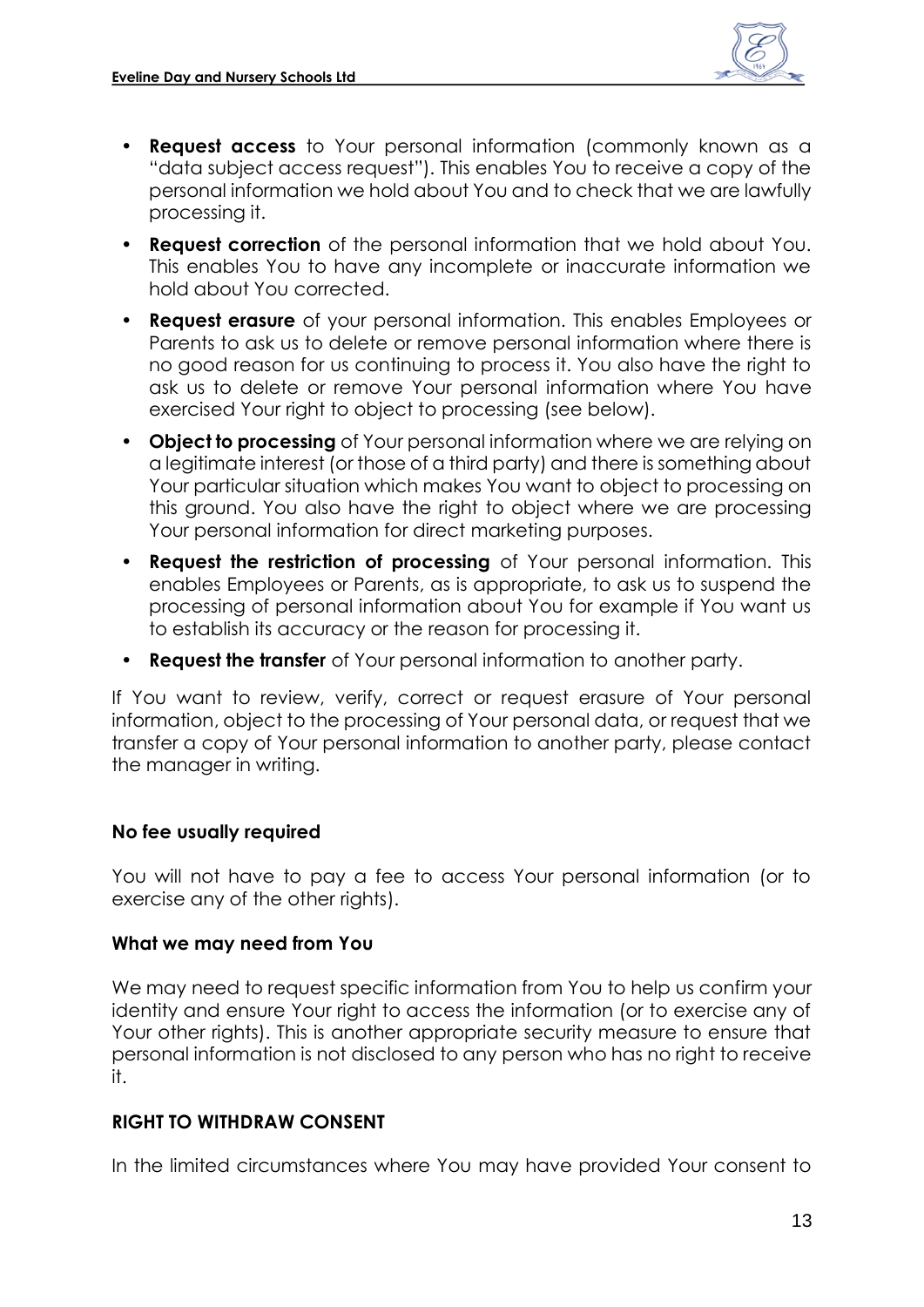- **Request access** to Your personal information (commonly known as a "data subject access request"). This enables You to receive a copy of the personal information we hold about You and to check that we are lawfully processing it.
- **Request correction** of the personal information that we hold about You. This enables You to have any incomplete or inaccurate information we hold about You corrected.
- **Request erasure** of your personal information. This enables Employees or Parents to ask us to delete or remove personal information where there is no good reason for us continuing to process it. You also have the right to ask us to delete or remove Your personal information where You have exercised Your right to object to processing (see below).
- **Object to processing** of Your personal information where we are relying on a legitimate interest (or those of a third party) and there is something about Your particular situation which makes You want to object to processing on this ground. You also have the right to object where we are processing Your personal information for direct marketing purposes.
- **Request the restriction of processing** of Your personal information. This enables Employees or Parents, as is appropriate, to ask us to suspend the processing of personal information about You for example if You want us to establish its accuracy or the reason for processing it.
- **Request the transfer** of Your personal information to another party.

If You want to review, verify, correct or request erasure of Your personal information, object to the processing of Your personal data, or request that we transfer a copy of Your personal information to another party, please contact the manager in writing.

**No fee usually required**

You will not have to pay a fee to access Your personal information (or to exercise any of the other rights).

**What we may need from You**

We may need to request specific information from You to help us confirm your identity and ensure Your right to access the information (or to exercise any of Your other rights). This is another appropriate security measure to ensure that personal information is not disclosed to any person who has no right to receive it.

**RIGHT TO WITHDRAW CONSENT**

In the limited circumstances where You may have provided Your consent to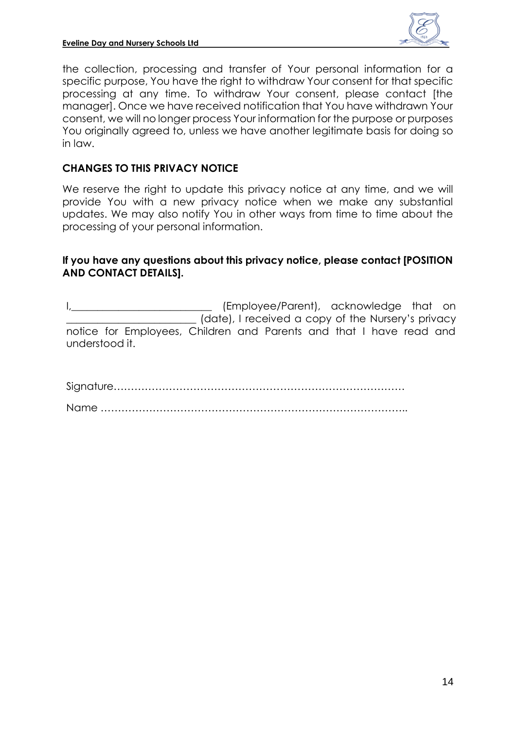the collection, processing and transfer of Your personal information for a specific purpose, You have the right to withdraw Your consent for that specific processing at any time. To withdraw Your consent, please contact [the manager]. Once we have received notification that You have withdrawn Your consent, we will no longer process Your information for the purpose or purposes You originally agreed to, unless we have another legitimate basis for doing so in law.

## CHANGES TO THIS PRIVACY NOTICE

We reserve the right to update this privacy notice at any time, and we will provide You with a new privacy notice when we make any substantial updates. We may also notify You in other ways from time to time about the processing of your personal information.

**If you have any questions about this privacy notice, please contact [POSITION AND CONTACT DETAILS].**

I,___________________________ (Employee/Parent), acknowledge that on _________________________ (date), I received a copy of the Nursery's privacy notice for Employees, Children and Parents and that I have read and understood it.

Signature…………………………………………………………………………

Name ……………………………………………………………………………..